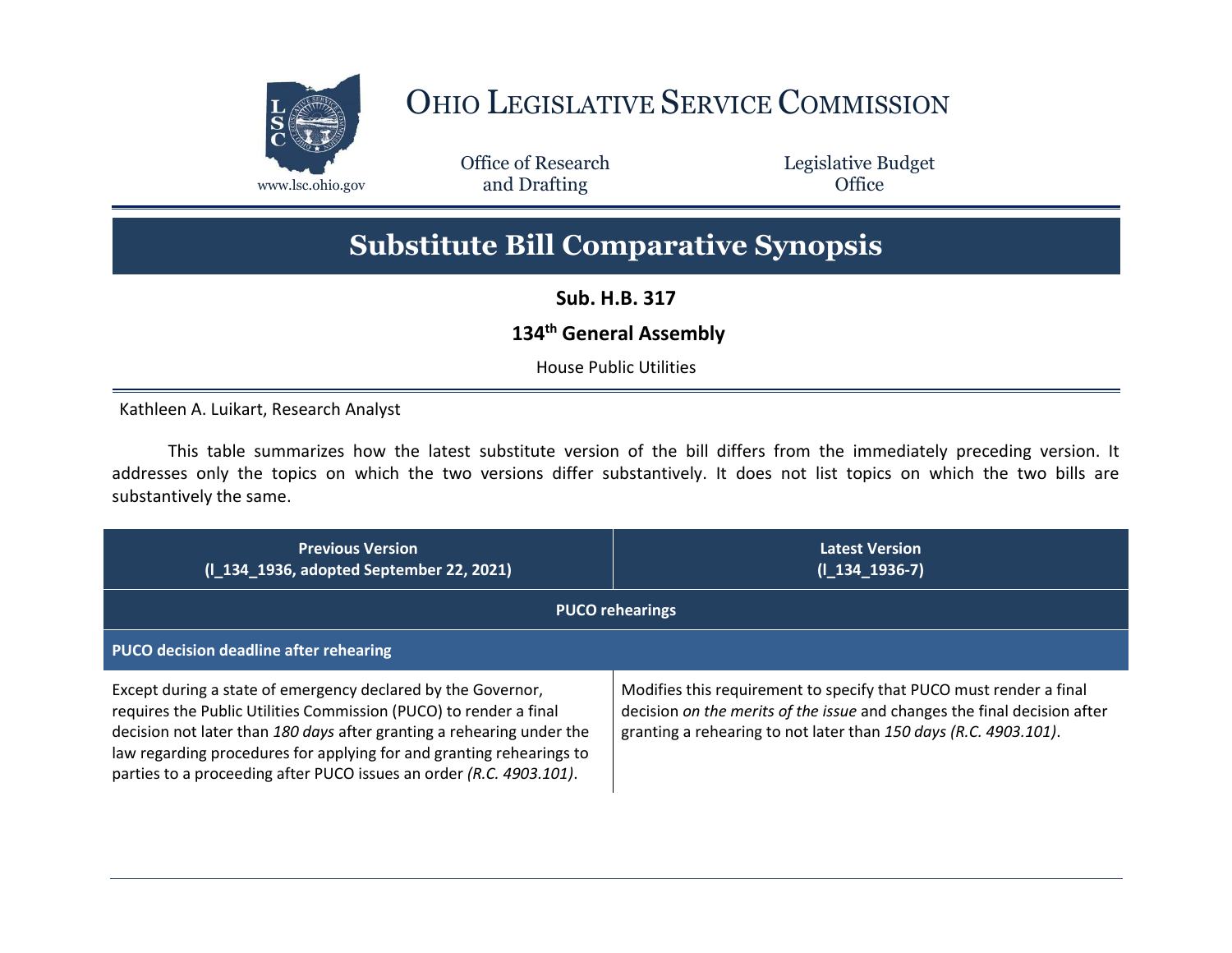# Ohio Legislative Service Commission

www.lsc.ohio.gov

Office of Research and Drafting

Legislative Budget Office

## Substitute Bill Comparative Synopsis

**Sub. H.B. 317**

**134th General Assembly**

House Public Utilities

Kathleen A. Luikart, Research Analyst

This table summarizes how the latest substitute version of the bill differs from the immediately preceding version. It addresses only the topics on which the two versions differ substantively. It does not list topics on which the two bills are substantively the same.

| Previous Version (l_134_1936, adopted September 22, 2021) | Latest Version (l_134_1936-7) |
|---|---|
| **PUCO rehearings** | |
| **PUCO decision deadline after rehearing** | |
| Except during a state of emergency declared by the Governor, requires the Public Utilities Commission (PUCO) to render a final decision not later than *180 days* after granting a rehearing under the law regarding procedures for applying for and granting rehearings to parties to a proceeding after PUCO issues an order *(R.C. 4903.101)*. | Modifies this requirement to specify that PUCO must render a final decision *on the merits of the issue* and changes the final decision after granting a rehearing to not later than *150 days (R.C. 4903.101)*. |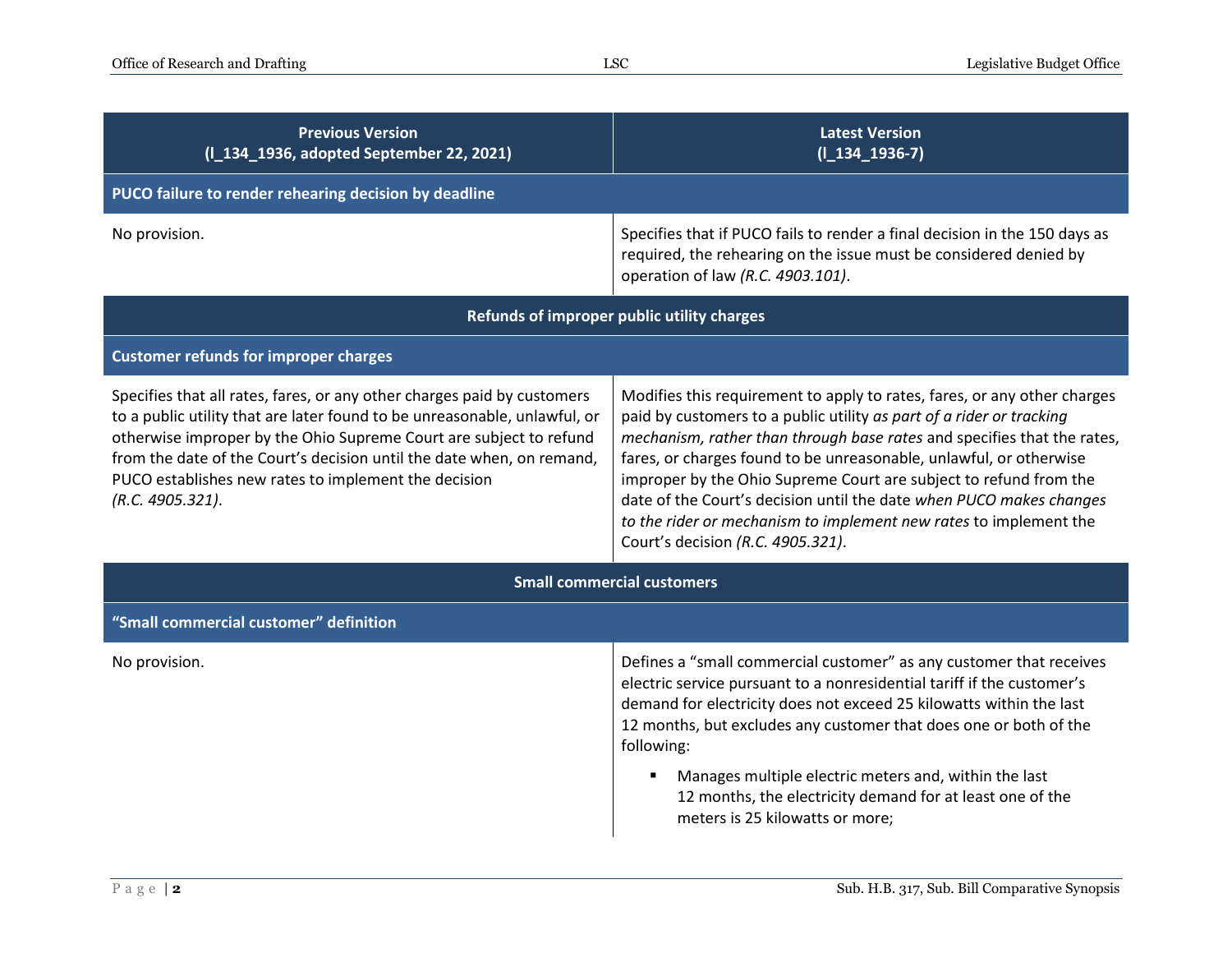| Previous Version (l_134_1936, adopted September 22, 2021) | Latest Version (l_134_1936-7) |
|---|---|
| **PUCO failure to render rehearing decision by deadline** | |
| No provision. | Specifies that if PUCO fails to render a final decision in the 150 days as required, the rehearing on the issue must be considered denied by operation of law *(R.C. 4903.101)*. |
| **Refunds of improper public utility charges** | |
| **Customer refunds for improper charges** | |
| Specifies that all rates, fares, or any other charges paid by customers to a public utility that are later found to be unreasonable, unlawful, or otherwise improper by the Ohio Supreme Court are subject to refund from the date of the Court's decision until the date when, on remand, PUCO establishes new rates to implement the decision *(R.C. 4905.321)*. | Modifies this requirement to apply to rates, fares, or any other charges paid by customers to a public utility *as part of a rider or tracking mechanism, rather than through base rates* and specifies that the rates, fares, or charges found to be unreasonable, unlawful, or otherwise improper by the Ohio Supreme Court are subject to refund from the date of the Court's decision until the date *when PUCO makes changes to the rider or mechanism to implement new rates* to implement the Court's decision *(R.C. 4905.321)*. |
| **Small commercial customers** | |
| **"Small commercial customer" definition** | |
| No provision. | Defines a "small commercial customer" as any customer that receives electric service pursuant to a nonresidential tariff if the customer's demand for electricity does not exceed 25 kilowatts within the last 12 months, but excludes any customer that does one or both of the following:<br>▪ Manages multiple electric meters and, within the last 12 months, the electricity demand for at least one of the meters is 25 kilowatts or more; |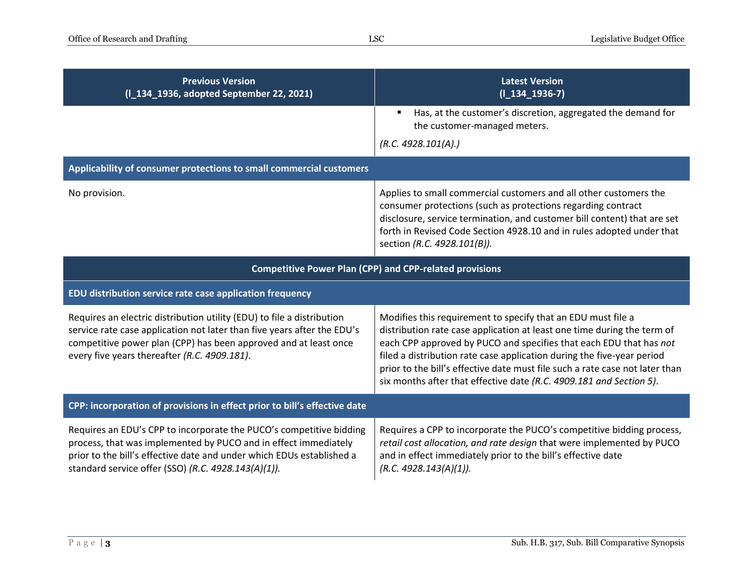| Previous Version (l_134_1936, adopted September 22, 2021) | Latest Version (l_134_1936-7) |
| --- | --- |
| | ▪ Has, at the customer's discretion, aggregated the demand for the customer-managed meters. *(R.C. 4928.101(A).)* |
| **Applicability of consumer protections to small commercial customers** | |
| No provision. | Applies to small commercial customers and all other customers the consumer protections (such as protections regarding contract disclosure, service termination, and customer bill content) that are set forth in Revised Code Section 4928.10 and in rules adopted under that section *(R.C. 4928.101(B)).* |
| **Competitive Power Plan (CPP) and CPP-related provisions** | |
| **EDU distribution service rate case application frequency** | |
| Requires an electric distribution utility (EDU) to file a distribution service rate case application not later than five years after the EDU's competitive power plan (CPP) has been approved and at least once every five years thereafter *(R.C. 4909.181)*. | Modifies this requirement to specify that an EDU must file a distribution rate case application at least one time during the term of each CPP approved by PUCO and specifies that each EDU that has *not* filed a distribution rate case application during the five-year period prior to the bill's effective date must file such a rate case not later than six months after that effective date *(R.C. 4909.181 and Section 5)*. |
| **CPP: incorporation of provisions in effect prior to bill's effective date** | |
| Requires an EDU's CPP to incorporate the PUCO's competitive bidding process, that was implemented by PUCO and in effect immediately prior to the bill's effective date and under which EDUs established a standard service offer (SSO) *(R.C. 4928.143(A)(1)).* | Requires a CPP to incorporate the PUCO's competitive bidding process, *retail cost allocation, and rate design* that were implemented by PUCO and in effect immediately prior to the bill's effective date *(R.C. 4928.143(A)(1)).* |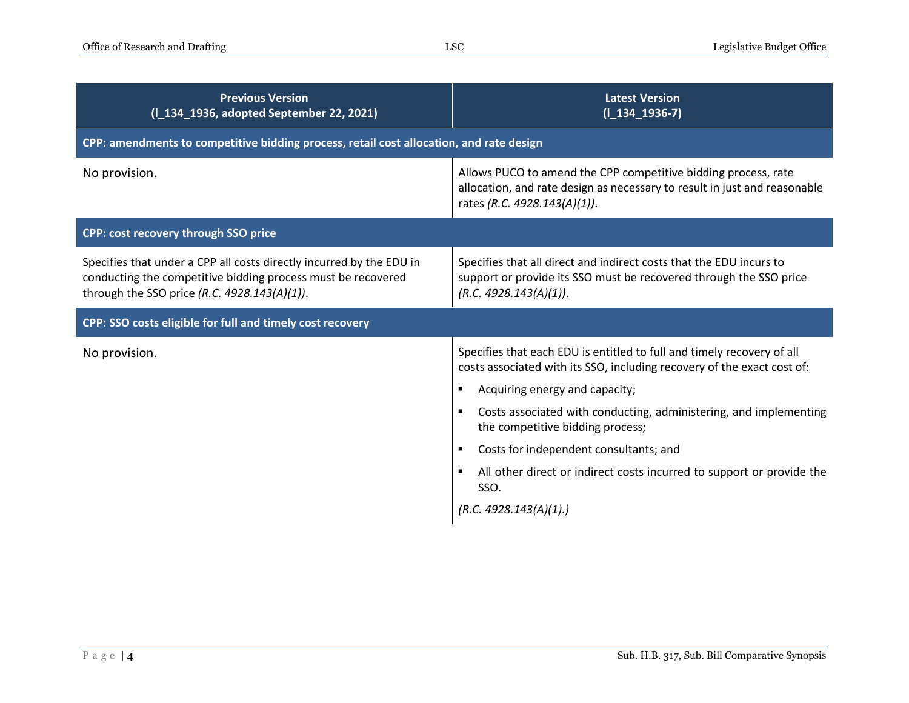| Previous Version (l_134_1936, adopted September 22, 2021) | Latest Version (l_134_1936-7) |
| --- | --- |
| **CPP: amendments to competitive bidding process, retail cost allocation, and rate design** | |
| No provision. | Allows PUCO to amend the CPP competitive bidding process, rate allocation, and rate design as necessary to result in just and reasonable rates *(R.C. 4928.143(A)(1))*. |
| **CPP: cost recovery through SSO price** | |
| Specifies that under a CPP all costs directly incurred by the EDU in conducting the competitive bidding process must be recovered through the SSO price *(R.C. 4928.143(A)(1))*. | Specifies that all direct and indirect costs that the EDU incurs to support or provide its SSO must be recovered through the SSO price *(R.C. 4928.143(A)(1))*. |
| **CPP: SSO costs eligible for full and timely cost recovery** | |
| No provision. | Specifies that each EDU is entitled to full and timely recovery of all costs associated with its SSO, including recovery of the exact cost of:<br>▪ Acquiring energy and capacity;<br>▪ Costs associated with conducting, administering, and implementing the competitive bidding process;<br>▪ Costs for independent consultants; and<br>▪ All other direct or indirect costs incurred to support or provide the SSO.<br>*(R.C. 4928.143(A)(1).)* |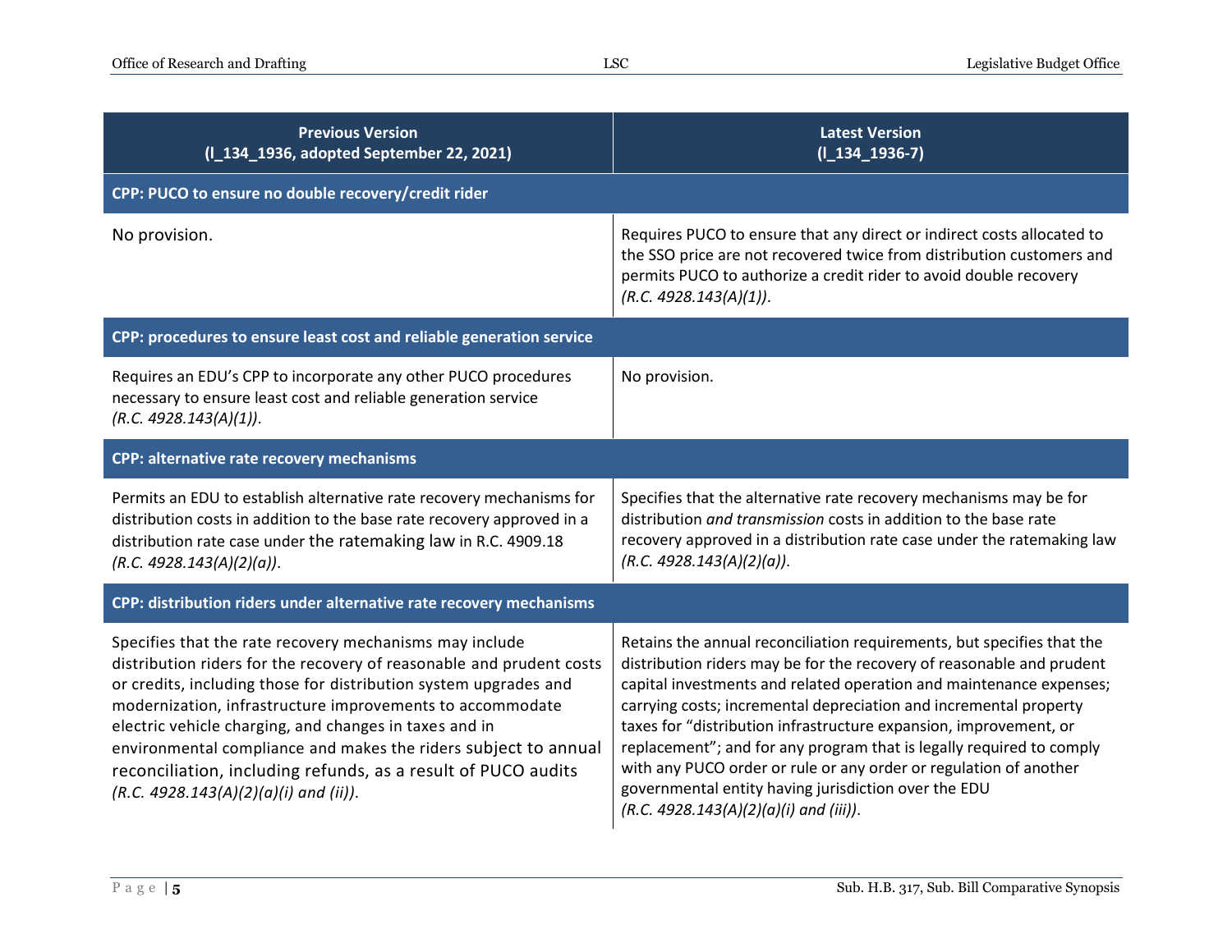| Previous Version (l_134_1936, adopted September 22, 2021) | Latest Version (l_134_1936-7) |
|---|---|
| **CPP: PUCO to ensure no double recovery/credit rider** | |
| No provision. | Requires PUCO to ensure that any direct or indirect costs allocated to the SSO price are not recovered twice from distribution customers and permits PUCO to authorize a credit rider to avoid double recovery *(R.C. 4928.143(A)(1))*. |
| **CPP: procedures to ensure least cost and reliable generation service** | |
| Requires an EDU's CPP to incorporate any other PUCO procedures necessary to ensure least cost and reliable generation service *(R.C. 4928.143(A)(1))*. | No provision. |
| **CPP: alternative rate recovery mechanisms** | |
| Permits an EDU to establish alternative rate recovery mechanisms for distribution costs in addition to the base rate recovery approved in a distribution rate case under the ratemaking law in R.C. 4909.18 *(R.C. 4928.143(A)(2)(a))*. | Specifies that the alternative rate recovery mechanisms may be for distribution *and transmission* costs in addition to the base rate recovery approved in a distribution rate case under the ratemaking law *(R.C. 4928.143(A)(2)(a))*. |
| **CPP: distribution riders under alternative rate recovery mechanisms** | |
| Specifies that the rate recovery mechanisms may include distribution riders for the recovery of reasonable and prudent costs or credits, including those for distribution system upgrades and modernization, infrastructure improvements to accommodate electric vehicle charging, and changes in taxes and in environmental compliance and makes the riders subject to annual reconciliation, including refunds, as a result of PUCO audits *(R.C. 4928.143(A)(2)(a)(i) and (ii))*. | Retains the annual reconciliation requirements, but specifies that the distribution riders may be for the recovery of reasonable and prudent capital investments and related operation and maintenance expenses; carrying costs; incremental depreciation and incremental property taxes for "distribution infrastructure expansion, improvement, or replacement"; and for any program that is legally required to comply with any PUCO order or rule or any order or regulation of another governmental entity having jurisdiction over the EDU *(R.C. 4928.143(A)(2)(a)(i) and (iii))*. |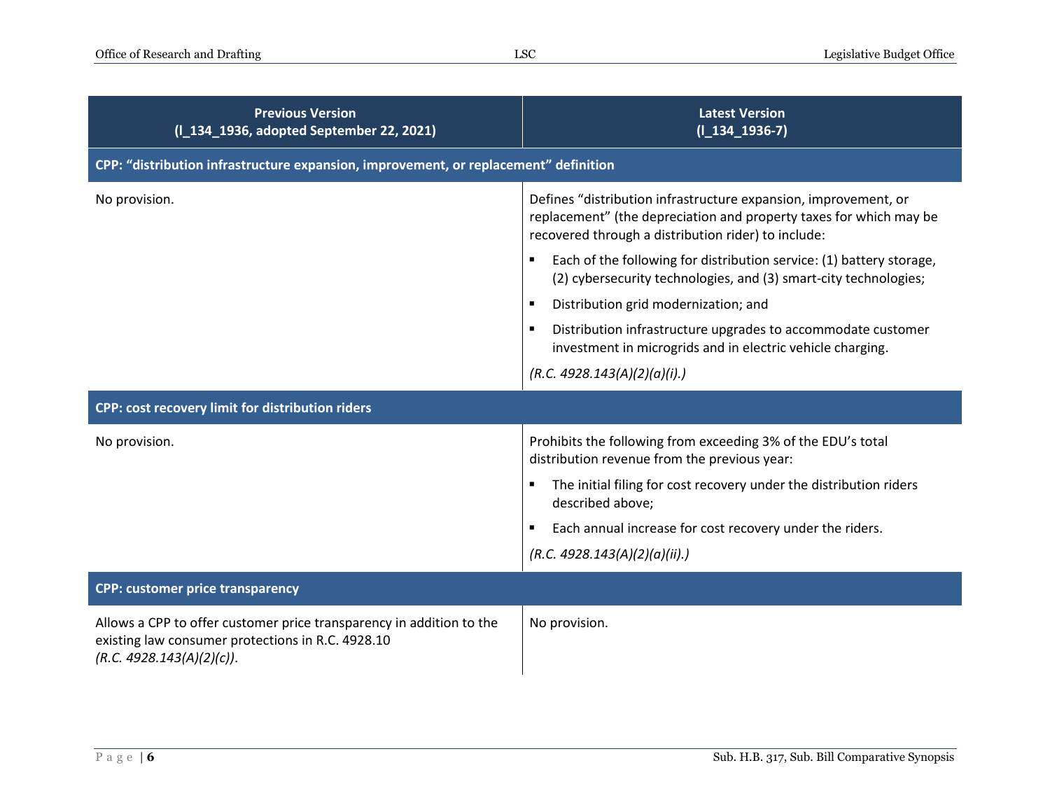| Previous Version (l_134_1936, adopted September 22, 2021) | Latest Version (l_134_1936-7) |
|---|---|
| **CPP: "distribution infrastructure expansion, improvement, or replacement" definition** | |
| No provision. | Defines "distribution infrastructure expansion, improvement, or replacement" (the depreciation and property taxes for which may be recovered through a distribution rider) to include:<br>▪ Each of the following for distribution service: (1) battery storage, (2) cybersecurity technologies, and (3) smart-city technologies;<br>▪ Distribution grid modernization; and<br>▪ Distribution infrastructure upgrades to accommodate customer investment in microgrids and in electric vehicle charging.<br>*(R.C. 4928.143(A)(2)(a)(i).)* |
| **CPP: cost recovery limit for distribution riders** | |
| No provision. | Prohibits the following from exceeding 3% of the EDU's total distribution revenue from the previous year:<br>▪ The initial filing for cost recovery under the distribution riders described above;<br>▪ Each annual increase for cost recovery under the riders.<br>*(R.C. 4928.143(A)(2)(a)(ii).)* |
| **CPP: customer price transparency** | |
| Allows a CPP to offer customer price transparency in addition to the existing law consumer protections in R.C. 4928.10 *(R.C. 4928.143(A)(2)(c))*. | No provision. |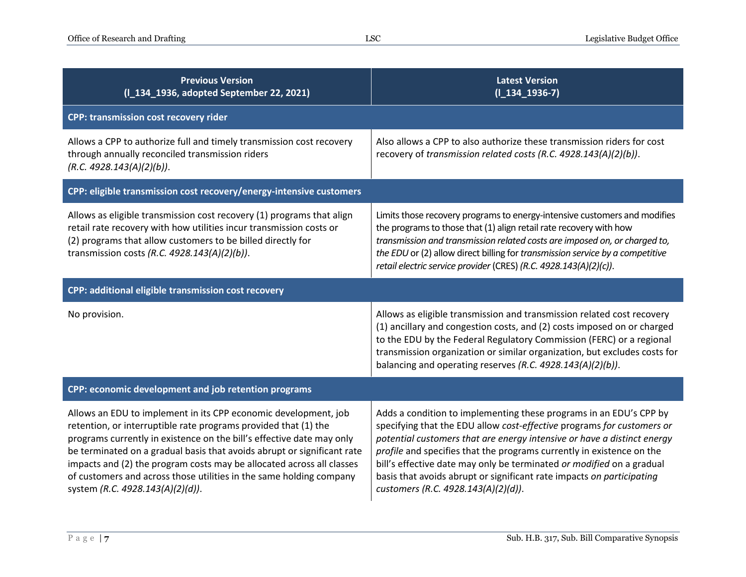| Previous Version (l_134_1936, adopted September 22, 2021) | Latest Version (l_134_1936-7) |
|---|---|
| **CPP: transmission cost recovery rider** | |
| Allows a CPP to authorize full and timely transmission cost recovery through annually reconciled transmission riders *(R.C. 4928.143(A)(2)(b))*. | Also allows a CPP to also authorize these transmission riders for cost recovery of *transmission related costs (R.C. 4928.143(A)(2)(b))*. |
| **CPP: eligible transmission cost recovery/energy-intensive customers** | |
| Allows as eligible transmission cost recovery (1) programs that align retail rate recovery with how utilities incur transmission costs or (2) programs that allow customers to be billed directly for transmission costs *(R.C. 4928.143(A)(2)(b))*. | Limits those recovery programs to energy-intensive customers and modifies the programs to those that (1) align retail rate recovery with how *transmission and transmission related costs are imposed on, or charged to, the EDU* or (2) allow direct billing for *transmission service by a competitive retail electric service provider* (CRES) *(R.C. 4928.143(A)(2)(c))*. |
| **CPP: additional eligible transmission cost recovery** | |
| No provision. | Allows as eligible transmission and transmission related cost recovery (1) ancillary and congestion costs, and (2) costs imposed on or charged to the EDU by the Federal Regulatory Commission (FERC) or a regional transmission organization or similar organization, but excludes costs for balancing and operating reserves *(R.C. 4928.143(A)(2)(b))*. |
| **CPP: economic development and job retention programs** | |
| Allows an EDU to implement in its CPP economic development, job retention, or interruptible rate programs provided that (1) the programs currently in existence on the bill's effective date may only be terminated on a gradual basis that avoids abrupt or significant rate impacts and (2) the program costs may be allocated across all classes of customers and across those utilities in the same holding company system *(R.C. 4928.143(A)(2)(d))*. | Adds a condition to implementing these programs in an EDU's CPP by specifying that the EDU allow *cost-effective* programs *for customers or potential customers that are energy intensive or have a distinct energy profile* and specifies that the programs currently in existence on the bill's effective date may only be terminated *or modified* on a gradual basis that avoids abrupt or significant rate impacts *on participating customers (R.C. 4928.143(A)(2)(d))*. |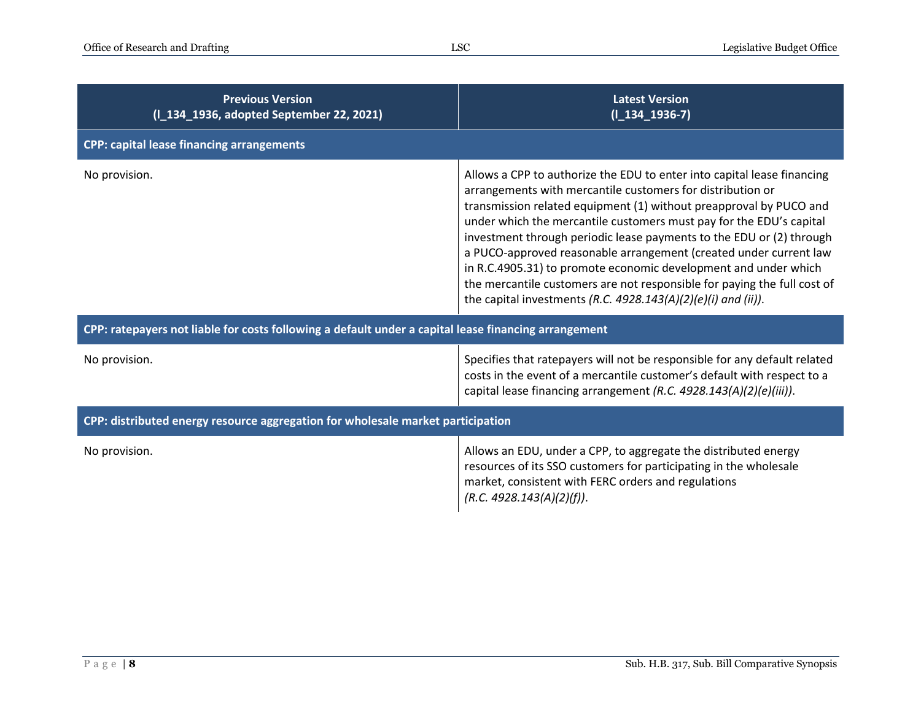| Previous Version (l_134_1936, adopted September 22, 2021) | Latest Version (l_134_1936-7) |
|---|---|
| **CPP: capital lease financing arrangements** | |
| No provision. | Allows a CPP to authorize the EDU to enter into capital lease financing arrangements with mercantile customers for distribution or transmission related equipment (1) without preapproval by PUCO and under which the mercantile customers must pay for the EDU's capital investment through periodic lease payments to the EDU or (2) through a PUCO-approved reasonable arrangement (created under current law in R.C.4905.31) to promote economic development and under which the mercantile customers are not responsible for paying the full cost of the capital investments *(R.C. 4928.143(A)(2)(e)(i) and (ii))*. |
| **CPP: ratepayers not liable for costs following a default under a capital lease financing arrangement** | |
| No provision. | Specifies that ratepayers will not be responsible for any default related costs in the event of a mercantile customer's default with respect to a capital lease financing arrangement *(R.C. 4928.143(A)(2)(e)(iii))*. |
| **CPP: distributed energy resource aggregation for wholesale market participation** | |
| No provision. | Allows an EDU, under a CPP, to aggregate the distributed energy resources of its SSO customers for participating in the wholesale market, consistent with FERC orders and regulations *(R.C. 4928.143(A)(2)(f))*. |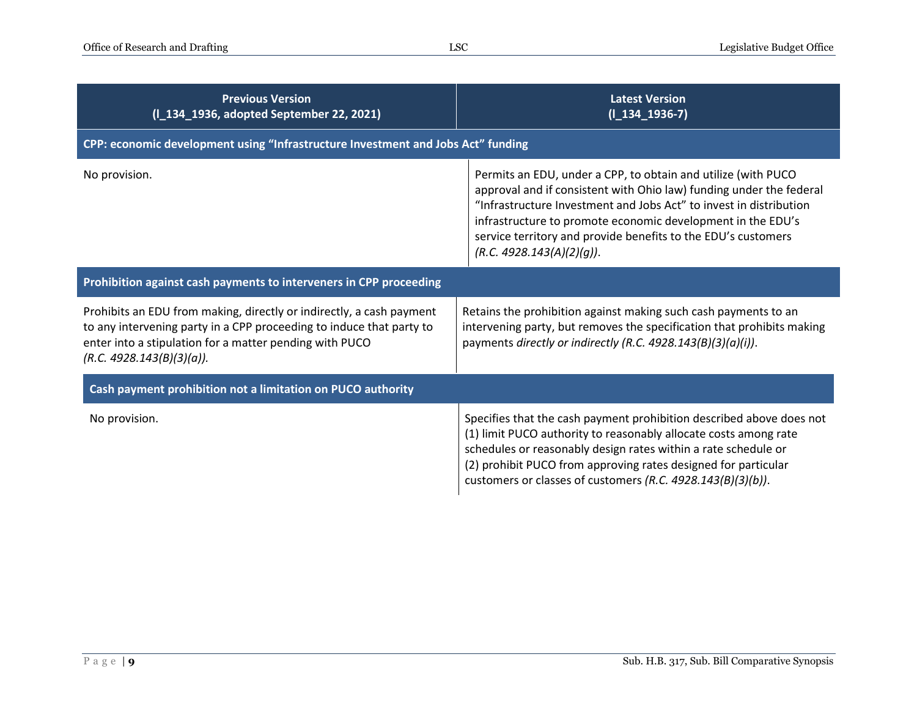| Previous Version (l_134_1936, adopted September 22, 2021) | Latest Version (l_134_1936-7) |
|---|---|
| **CPP: economic development using "Infrastructure Investment and Jobs Act" funding** | |
| No provision. | Permits an EDU, under a CPP, to obtain and utilize (with PUCO approval and if consistent with Ohio law) funding under the federal "Infrastructure Investment and Jobs Act" to invest in distribution infrastructure to promote economic development in the EDU's service territory and provide benefits to the EDU's customers *(R.C. 4928.143(A)(2)(g))*. |
| **Prohibition against cash payments to interveners in CPP proceeding** | |
| Prohibits an EDU from making, directly or indirectly, a cash payment to any intervening party in a CPP proceeding to induce that party to enter into a stipulation for a matter pending with PUCO *(R.C. 4928.143(B)(3)(a)).* | Retains the prohibition against making such cash payments to an intervening party, but removes the specification that prohibits making payments *directly or indirectly (R.C. 4928.143(B)(3)(a)(i))*. |
| **Cash payment prohibition not a limitation on PUCO authority** | |
| No provision. | Specifies that the cash payment prohibition described above does not (1) limit PUCO authority to reasonably allocate costs among rate schedules or reasonably design rates within a rate schedule or (2) prohibit PUCO from approving rates designed for particular customers or classes of customers *(R.C. 4928.143(B)(3)(b))*. |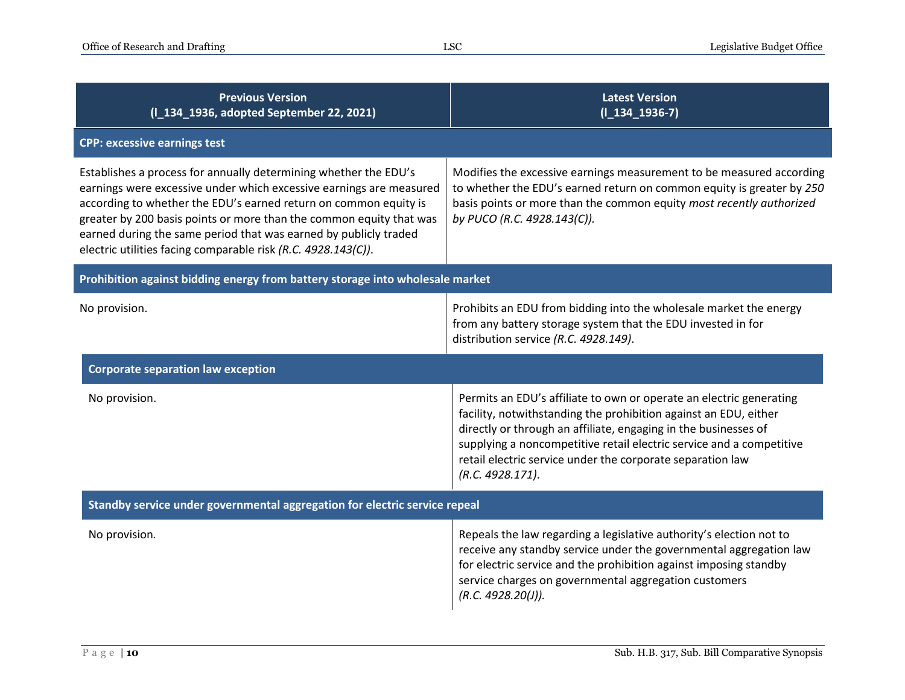| Previous Version (l_134_1936, adopted September 22, 2021) | Latest Version (l_134_1936-7) |
|---|---|
| **CPP: excessive earnings test** | |
| Establishes a process for annually determining whether the EDU's earnings were excessive under which excessive earnings are measured according to whether the EDU's earned return on common equity is greater by 200 basis points or more than the common equity that was earned during the same period that was earned by publicly traded electric utilities facing comparable risk *(R.C. 4928.143(C))*. | Modifies the excessive earnings measurement to be measured according to whether the EDU's earned return on common equity is greater by *250* basis points or more than the common equity *most recently authorized by PUCO (R.C. 4928.143(C)).* |
| **Prohibition against bidding energy from battery storage into wholesale market** | |
| No provision. | Prohibits an EDU from bidding into the wholesale market the energy from any battery storage system that the EDU invested in for distribution service *(R.C. 4928.149)*. |
| **Corporate separation law exception** | |
| No provision. | Permits an EDU's affiliate to own or operate an electric generating facility, notwithstanding the prohibition against an EDU, either directly or through an affiliate, engaging in the businesses of supplying a noncompetitive retail electric service and a competitive retail electric service under the corporate separation law *(R.C. 4928.171)*. |
| **Standby service under governmental aggregation for electric service repeal** | |
| No provision. | Repeals the law regarding a legislative authority's election not to receive any standby service under the governmental aggregation law for electric service and the prohibition against imposing standby service charges on governmental aggregation customers *(R.C. 4928.20(J)).* |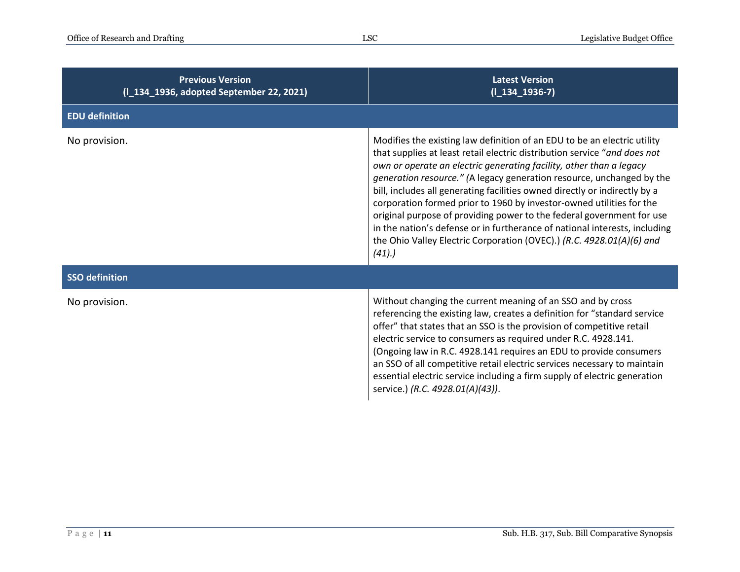| Previous Version (l_134_1936, adopted September 22, 2021) | Latest Version (l_134_1936-7) |
|---|---|
| **EDU definition** | |
| No provision. | Modifies the existing law definition of an EDU to be an electric utility that supplies at least retail electric distribution service "*and does not own or operate an electric generating facility, other than a legacy generation resource." (*A legacy generation resource, unchanged by the bill, includes all generating facilities owned directly or indirectly by a corporation formed prior to 1960 by investor-owned utilities for the original purpose of providing power to the federal government for use in the nation's defense or in furtherance of national interests, including the Ohio Valley Electric Corporation (OVEC).) *(R.C. 4928.01(A)(6) and (41).)* |
| **SSO definition** | |
| No provision. | Without changing the current meaning of an SSO and by cross referencing the existing law, creates a definition for "standard service offer" that states that an SSO is the provision of competitive retail electric service to consumers as required under R.C. 4928.141. (Ongoing law in R.C. 4928.141 requires an EDU to provide consumers an SSO of all competitive retail electric services necessary to maintain essential electric service including a firm supply of electric generation service.) *(R.C. 4928.01(A)(43))*. |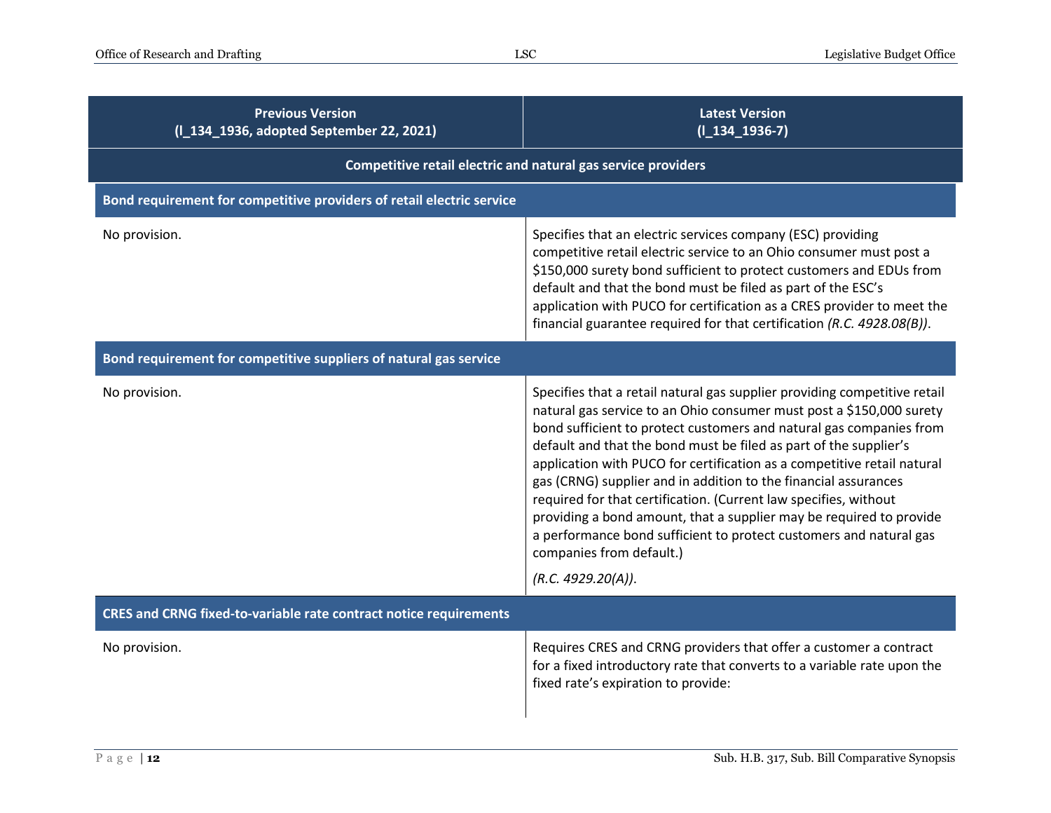| Previous Version (l_134_1936, adopted September 22, 2021) | Latest Version (l_134_1936-7) |
|---|---|
| **Competitive retail electric and natural gas service providers** | |
| **Bond requirement for competitive providers of retail electric service** | |
| No provision. | Specifies that an electric services company (ESC) providing competitive retail electric service to an Ohio consumer must post a $150,000 surety bond sufficient to protect customers and EDUs from default and that the bond must be filed as part of the ESC's application with PUCO for certification as a CRES provider to meet the financial guarantee required for that certification *(R.C. 4928.08(B))*. |
| **Bond requirement for competitive suppliers of natural gas service** | |
| No provision. | Specifies that a retail natural gas supplier providing competitive retail natural gas service to an Ohio consumer must post a $150,000 surety bond sufficient to protect customers and natural gas companies from default and that the bond must be filed as part of the supplier's application with PUCO for certification as a competitive retail natural gas (CRNG) supplier and in addition to the financial assurances required for that certification. (Current law specifies, without providing a bond amount, that a supplier may be required to provide a performance bond sufficient to protect customers and natural gas companies from default.) *(R.C. 4929.20(A))*. |
| **CRES and CRNG fixed-to-variable rate contract notice requirements** | |
| No provision. | Requires CRES and CRNG providers that offer a customer a contract for a fixed introductory rate that converts to a variable rate upon the fixed rate's expiration to provide: |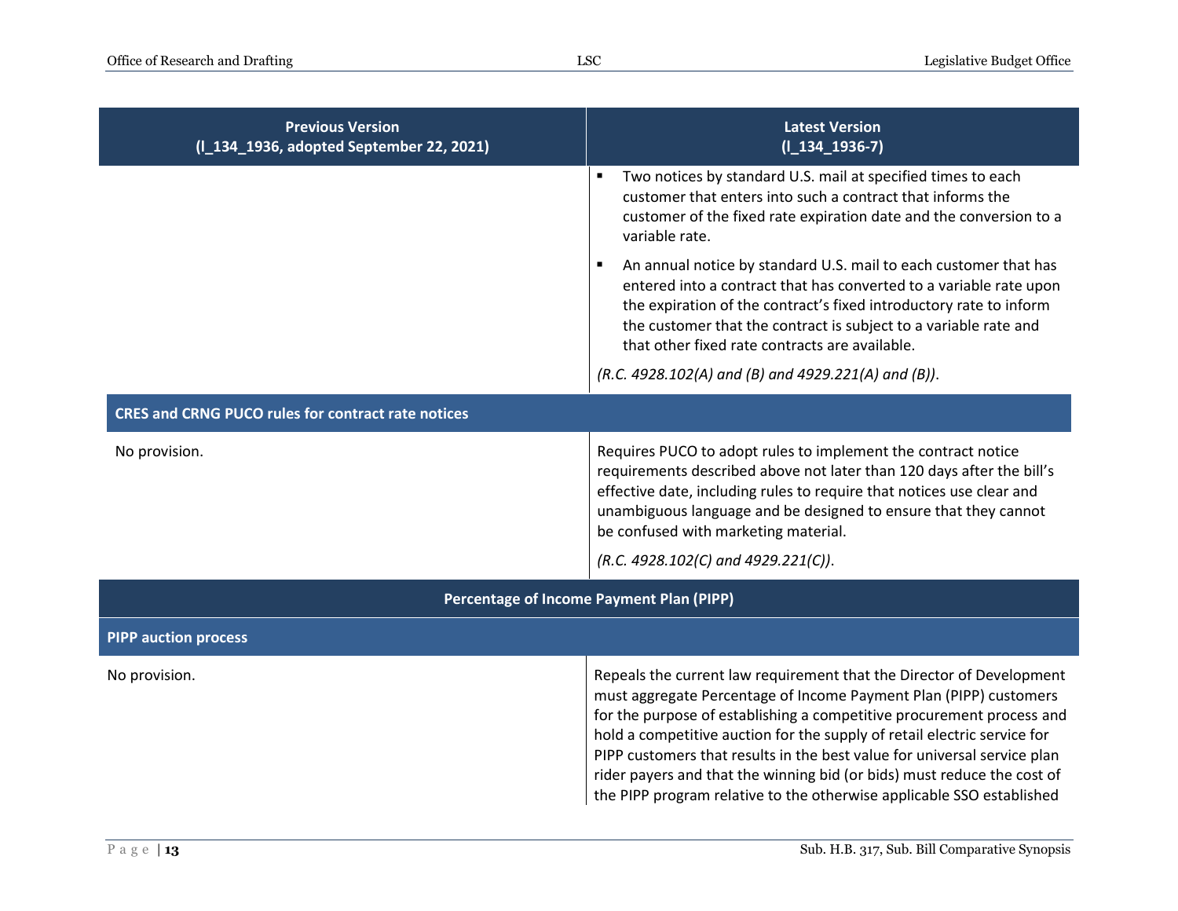| Previous Version (l_134_1936, adopted September 22, 2021) | Latest Version (l_134_1936-7) |
|---|---|
| | ▪ Two notices by standard U.S. mail at specified times to each customer that enters into such a contract that informs the customer of the fixed rate expiration date and the conversion to a variable rate. <br> ▪ An annual notice by standard U.S. mail to each customer that has entered into a contract that has converted to a variable rate upon the expiration of the contract's fixed introductory rate to inform the customer that the contract is subject to a variable rate and that other fixed rate contracts are available. <br> *(R.C. 4928.102(A) and (B) and 4929.221(A) and (B))*. |
| **CRES and CRNG PUCO rules for contract rate notices** | |
| No provision. | Requires PUCO to adopt rules to implement the contract notice requirements described above not later than 120 days after the bill's effective date, including rules to require that notices use clear and unambiguous language and be designed to ensure that they cannot be confused with marketing material. <br> *(R.C. 4928.102(C) and 4929.221(C))*. |
| **Percentage of Income Payment Plan (PIPP)** | |
| **PIPP auction process** | |
| No provision. | Repeals the current law requirement that the Director of Development must aggregate Percentage of Income Payment Plan (PIPP) customers for the purpose of establishing a competitive procurement process and hold a competitive auction for the supply of retail electric service for PIPP customers that results in the best value for universal service plan rider payers and that the winning bid (or bids) must reduce the cost of the PIPP program relative to the otherwise applicable SSO established |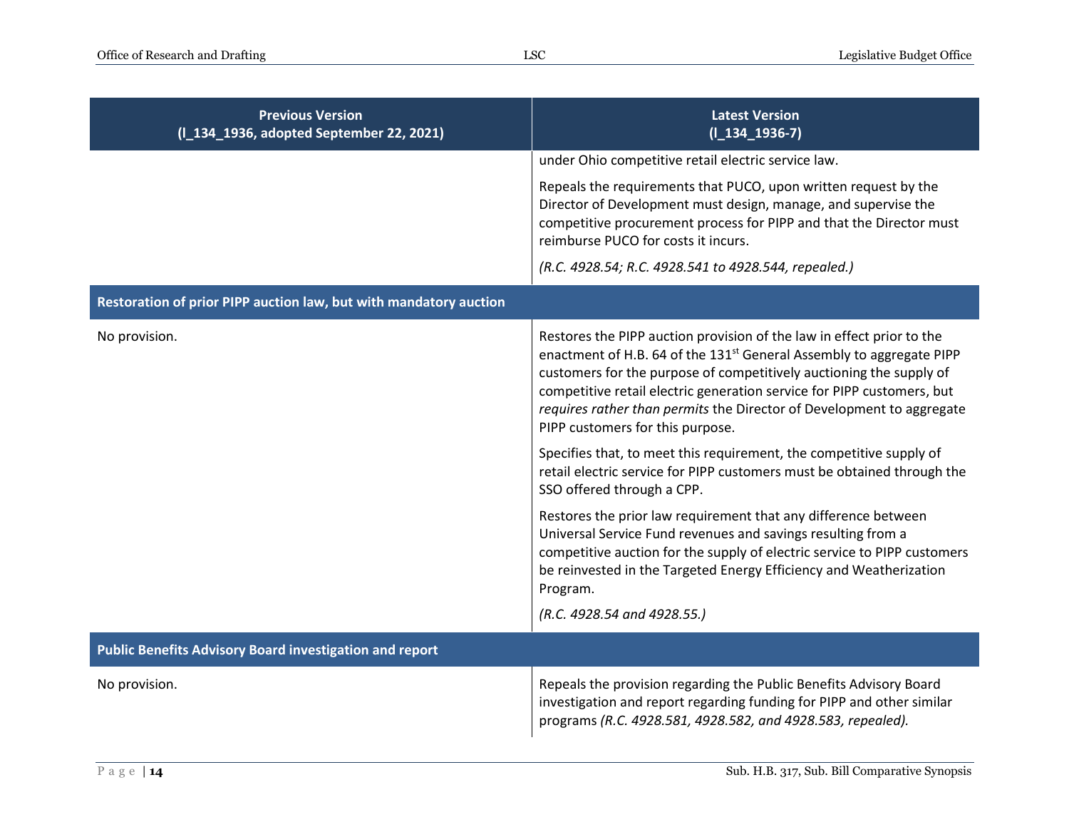| Previous Version (l_134_1936, adopted September 22, 2021) | Latest Version (l_134_1936-7) |
| --- | --- |
| | under Ohio competitive retail electric service law. |
| | Repeals the requirements that PUCO, upon written request by the Director of Development must design, manage, and supervise the competitive procurement process for PIPP and that the Director must reimburse PUCO for costs it incurs. |
| | *(R.C. 4928.54; R.C. 4928.541 to 4928.544, repealed.)* |
| **Restoration of prior PIPP auction law, but with mandatory auction** | |
| No provision. | Restores the PIPP auction provision of the law in effect prior to the enactment of H.B. 64 of the 131st General Assembly to aggregate PIPP customers for the purpose of competitively auctioning the supply of competitive retail electric generation service for PIPP customers, but *requires rather than permits* the Director of Development to aggregate PIPP customers for this purpose. |
| | Specifies that, to meet this requirement, the competitive supply of retail electric service for PIPP customers must be obtained through the SSO offered through a CPP. |
| | Restores the prior law requirement that any difference between Universal Service Fund revenues and savings resulting from a competitive auction for the supply of electric service to PIPP customers be reinvested in the Targeted Energy Efficiency and Weatherization Program. |
| | *(R.C. 4928.54 and 4928.55.)* |
| **Public Benefits Advisory Board investigation and report** | |
| No provision. | Repeals the provision regarding the Public Benefits Advisory Board investigation and report regarding funding for PIPP and other similar programs *(R.C. 4928.581, 4928.582, and 4928.583, repealed).* |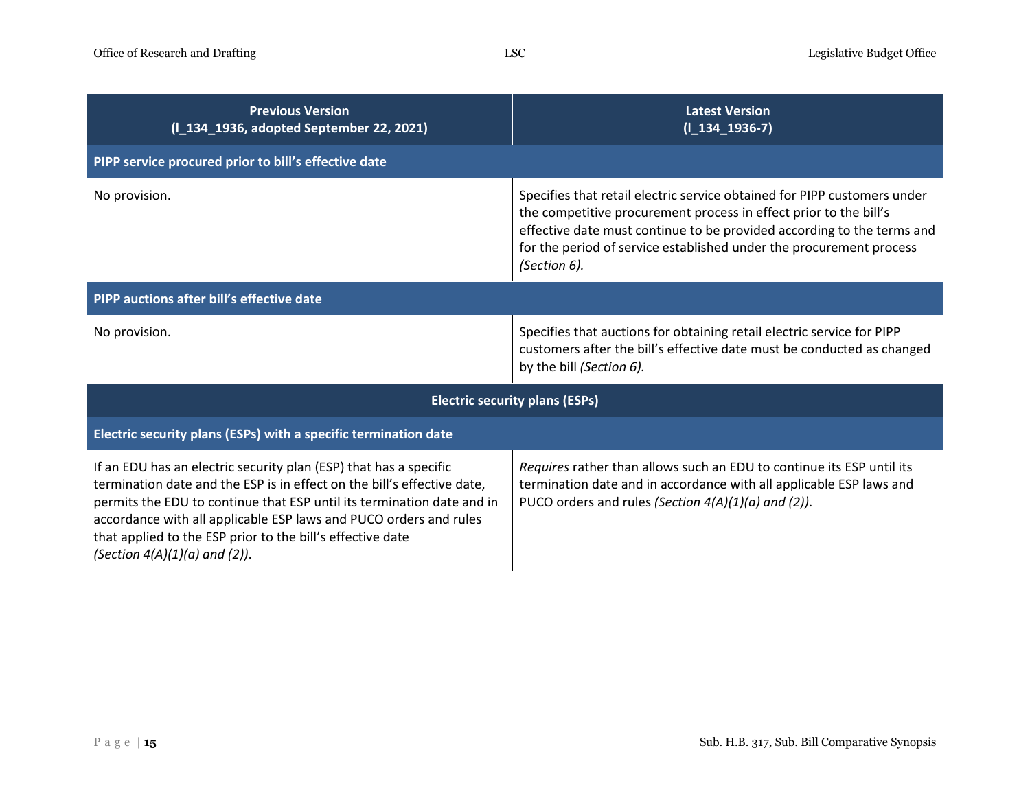| Previous Version (l_134_1936, adopted September 22, 2021) | Latest Version (l_134_1936-7) |
| --- | --- |
| **PIPP service procured prior to bill's effective date** | |
| No provision. | Specifies that retail electric service obtained for PIPP customers under the competitive procurement process in effect prior to the bill's effective date must continue to be provided according to the terms and for the period of service established under the procurement process *(Section 6).* |
| **PIPP auctions after bill's effective date** | |
| No provision. | Specifies that auctions for obtaining retail electric service for PIPP customers after the bill's effective date must be conducted as changed by the bill *(Section 6).* |
| **Electric security plans (ESPs)** | |
| **Electric security plans (ESPs) with a specific termination date** | |
| If an EDU has an electric security plan (ESP) that has a specific termination date and the ESP is in effect on the bill's effective date, permits the EDU to continue that ESP until its termination date and in accordance with all applicable ESP laws and PUCO orders and rules that applied to the ESP prior to the bill's effective date *(Section 4(A)(1)(a) and (2))*. | *Requires* rather than allows such an EDU to continue its ESP until its termination date and in accordance with all applicable ESP laws and PUCO orders and rules *(Section 4(A)(1)(a) and (2))*. |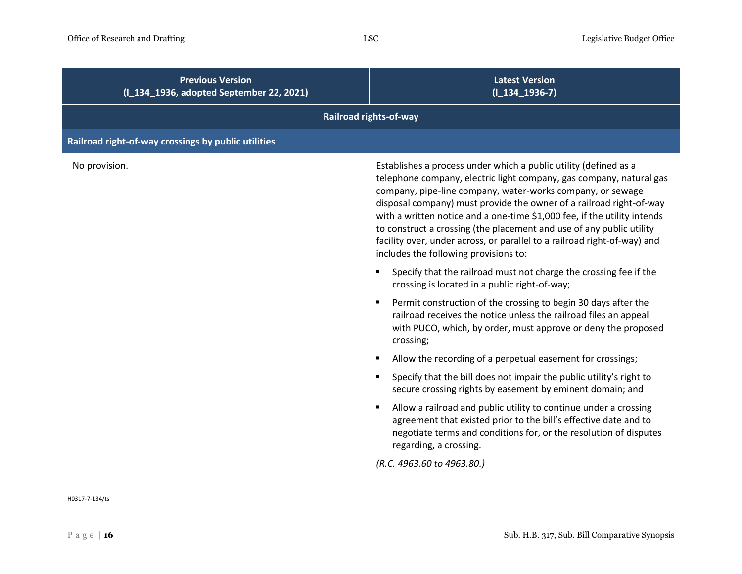| Previous Version (l_134_1936, adopted September 22, 2021) | Latest Version (l_134_1936-7) |
|---|---|
| **Railroad rights-of-way** | |
| **Railroad right-of-way crossings by public utilities** | |
| No provision. | Establishes a process under which a public utility (defined as a telephone company, electric light company, gas company, natural gas company, pipe-line company, water-works company, or sewage disposal company) must provide the owner of a railroad right-of-way with a written notice and a one-time $1,000 fee, if the utility intends to construct a crossing (the placement and use of any public utility facility over, under across, or parallel to a railroad right-of-way) and includes the following provisions to:<br>▪ Specify that the railroad must not charge the crossing fee if the crossing is located in a public right-of-way;<br>▪ Permit construction of the crossing to begin 30 days after the railroad receives the notice unless the railroad files an appeal with PUCO, which, by order, must approve or deny the proposed crossing;<br>▪ Allow the recording of a perpetual easement for crossings;<br>▪ Specify that the bill does not impair the public utility's right to secure crossing rights by easement by eminent domain; and<br>▪ Allow a railroad and public utility to continue under a crossing agreement that existed prior to the bill's effective date and to negotiate terms and conditions for, or the resolution of disputes regarding, a crossing.<br>*(R.C. 4963.60 to 4963.80.)* |

H0317-7-134/ts